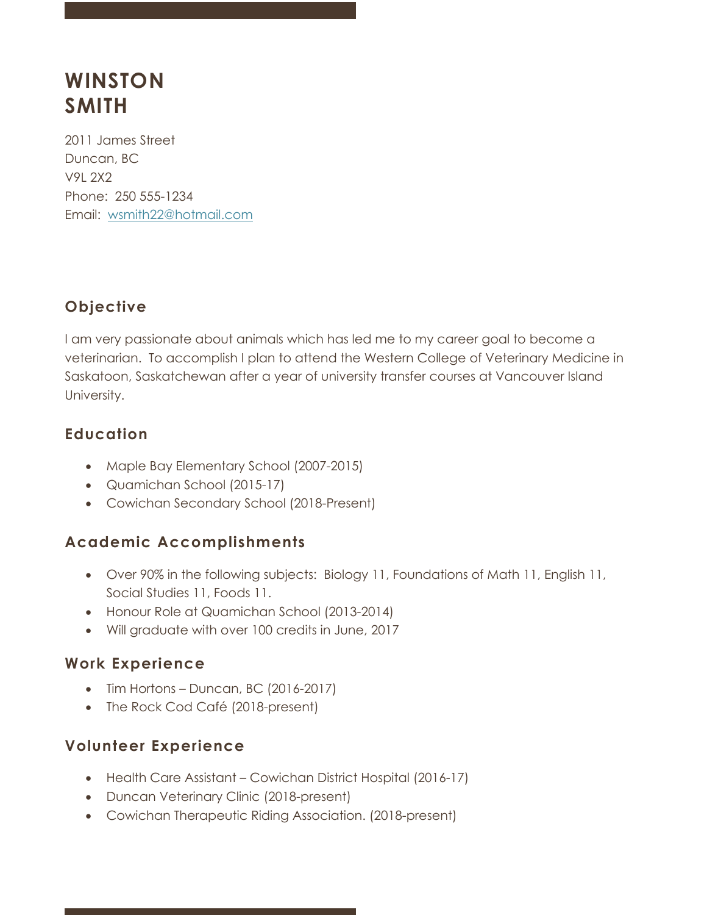# WINSTON SMITH

2011 James Street
Duncan, BC
V9L 2X2
Phone: 250 555-1234
Email: wsmith22@hotmail.com

## Objective

I am very passionate about animals which has led me to my career goal to become a veterinarian. To accomplish I plan to attend the Western College of Veterinary Medicine in Saskatoon, Saskatchewan after a year of university transfer courses at Vancouver Island University.

## Education

- Maple Bay Elementary School (2007-2015)
- Quamichan School (2015-17)
- Cowichan Secondary School (2018-Present)

## Academic Accomplishments

- Over 90% in the following subjects: Biology 11, Foundations of Math 11, English 11, Social Studies 11, Foods 11.
- Honour Role at Quamichan School (2013-2014)
- Will graduate with over 100 credits in June, 2017

## Work Experience

- Tim Hortons – Duncan, BC (2016-2017)
- The Rock Cod Café (2018-present)

## Volunteer Experience

- Health Care Assistant – Cowichan District Hospital (2016-17)
- Duncan Veterinary Clinic (2018-present)
- Cowichan Therapeutic Riding Association. (2018-present)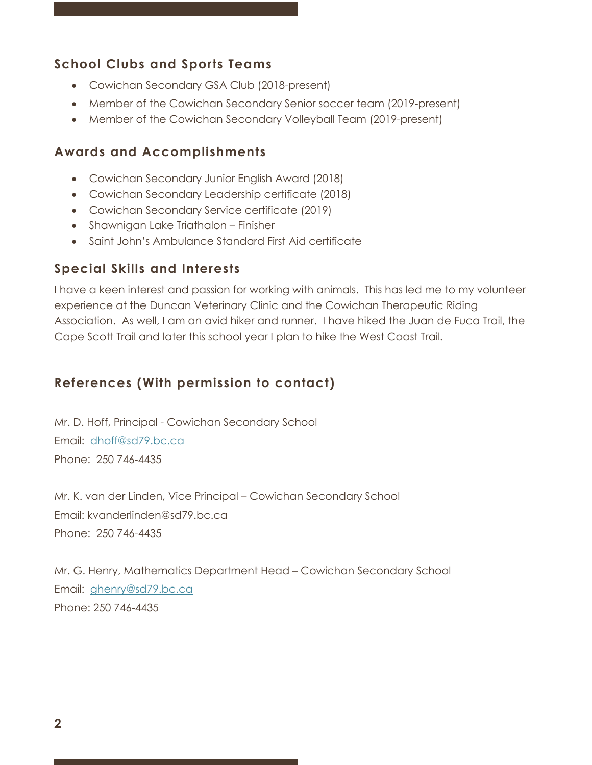## School Clubs and Sports Teams

- Cowichan Secondary GSA Club (2018-present)
- Member of the Cowichan Secondary Senior soccer team (2019-present)
- Member of the Cowichan Secondary Volleyball Team (2019-present)

## Awards and Accomplishments

- Cowichan Secondary Junior English Award (2018)
- Cowichan Secondary Leadership certificate (2018)
- Cowichan Secondary Service certificate (2019)
- Shawnigan Lake Triathalon – Finisher
- Saint John's Ambulance Standard First Aid certificate

## Special Skills and Interests

I have a keen interest and passion for working with animals. This has led me to my volunteer experience at the Duncan Veterinary Clinic and the Cowichan Therapeutic Riding Association. As well, I am an avid hiker and runner. I have hiked the Juan de Fuca Trail, the Cape Scott Trail and later this school year I plan to hike the West Coast Trail.

## References (With permission to contact)

Mr. D. Hoff, Principal - Cowichan Secondary School
Email: dhoff@sd79.bc.ca
Phone: 250 746-4435

Mr. K. van der Linden, Vice Principal – Cowichan Secondary School
Email: kvanderlinden@sd79.bc.ca
Phone: 250 746-4435

Mr. G. Henry, Mathematics Department Head – Cowichan Secondary School
Email: ghenry@sd79.bc.ca
Phone: 250 746-4435